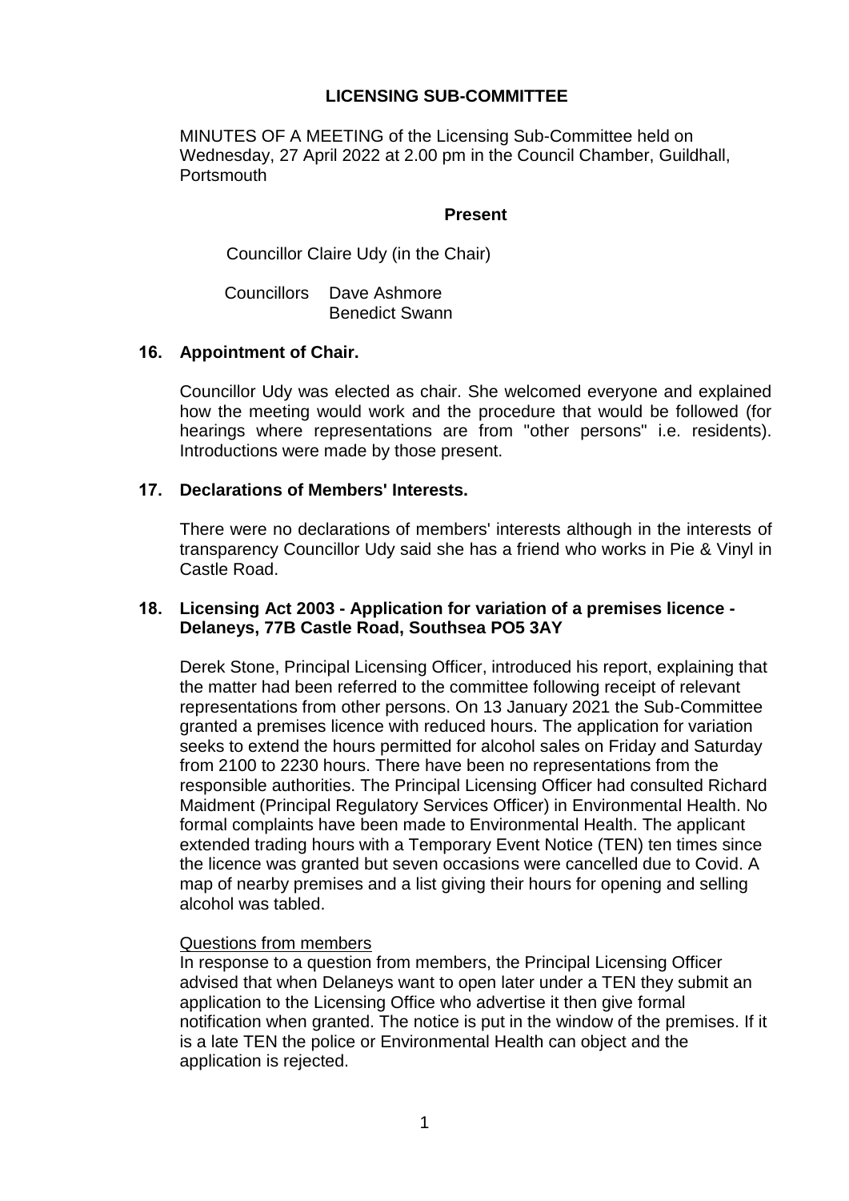# LICENSING SUB-COMMITTEE

MINUTES OF A MEETING of the Licensing Sub-Committee held on Wednesday, 27 April 2022 at 2.00 pm in the Council Chamber, Guildhall, Portsmouth

## Present

Councillor Claire Udy (in the Chair)

Councillors Dave Ashmore
Benedict Swann

### 16. Appointment of Chair.

Councillor Udy was elected as chair. She welcomed everyone and explained how the meeting would work and the procedure that would be followed (for hearings where representations are from "other persons" i.e. residents). Introductions were made by those present.

### 17. Declarations of Members' Interests.

There were no declarations of members' interests although in the interests of transparency Councillor Udy said she has a friend who works in Pie & Vinyl in Castle Road.

### 18. Licensing Act 2003 - Application for variation of a premises licence - Delaneys, 77B Castle Road, Southsea PO5 3AY

Derek Stone, Principal Licensing Officer, introduced his report, explaining that the matter had been referred to the committee following receipt of relevant representations from other persons. On 13 January 2021 the Sub-Committee granted a premises licence with reduced hours. The application for variation seeks to extend the hours permitted for alcohol sales on Friday and Saturday from 2100 to 2230 hours. There have been no representations from the responsible authorities. The Principal Licensing Officer had consulted Richard Maidment (Principal Regulatory Services Officer) in Environmental Health. No formal complaints have been made to Environmental Health. The applicant extended trading hours with a Temporary Event Notice (TEN) ten times since the licence was granted but seven occasions were cancelled due to Covid. A map of nearby premises and a list giving their hours for opening and selling alcohol was tabled.

Questions from members
In response to a question from members, the Principal Licensing Officer advised that when Delaneys want to open later under a TEN they submit an application to the Licensing Office who advertise it then give formal notification when granted. The notice is put in the window of the premises. If it is a late TEN the police or Environmental Health can object and the application is rejected.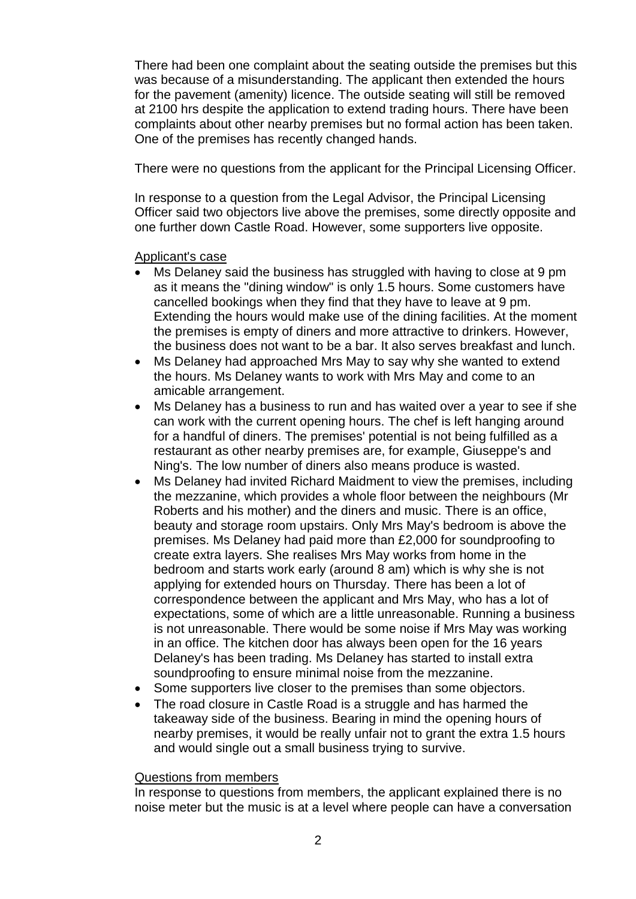There had been one complaint about the seating outside the premises but this was because of a misunderstanding. The applicant then extended the hours for the pavement (amenity) licence. The outside seating will still be removed at 2100 hrs despite the application to extend trading hours. There have been complaints about other nearby premises but no formal action has been taken. One of the premises has recently changed hands.

There were no questions from the applicant for the Principal Licensing Officer.

In response to a question from the Legal Advisor, the Principal Licensing Officer said two objectors live above the premises, some directly opposite and one further down Castle Road. However, some supporters live opposite.

Applicant's case

- Ms Delaney said the business has struggled with having to close at 9 pm as it means the "dining window" is only 1.5 hours. Some customers have cancelled bookings when they find that they have to leave at 9 pm. Extending the hours would make use of the dining facilities. At the moment the premises is empty of diners and more attractive to drinkers. However, the business does not want to be a bar. It also serves breakfast and lunch.
- Ms Delaney had approached Mrs May to say why she wanted to extend the hours. Ms Delaney wants to work with Mrs May and come to an amicable arrangement.
- Ms Delaney has a business to run and has waited over a year to see if she can work with the current opening hours. The chef is left hanging around for a handful of diners. The premises' potential is not being fulfilled as a restaurant as other nearby premises are, for example, Giuseppe's and Ning's. The low number of diners also means produce is wasted.
- Ms Delaney had invited Richard Maidment to view the premises, including the mezzanine, which provides a whole floor between the neighbours (Mr Roberts and his mother) and the diners and music. There is an office, beauty and storage room upstairs. Only Mrs May's bedroom is above the premises. Ms Delaney had paid more than £2,000 for soundproofing to create extra layers. She realises Mrs May works from home in the bedroom and starts work early (around 8 am) which is why she is not applying for extended hours on Thursday. There has been a lot of correspondence between the applicant and Mrs May, who has a lot of expectations, some of which are a little unreasonable. Running a business is not unreasonable. There would be some noise if Mrs May was working in an office. The kitchen door has always been open for the 16 years Delaney's has been trading. Ms Delaney has started to install extra soundproofing to ensure minimal noise from the mezzanine.
- Some supporters live closer to the premises than some objectors.
- The road closure in Castle Road is a struggle and has harmed the takeaway side of the business. Bearing in mind the opening hours of nearby premises, it would be really unfair not to grant the extra 1.5 hours and would single out a small business trying to survive.

Questions from members

In response to questions from members, the applicant explained there is no noise meter but the music is at a level where people can have a conversation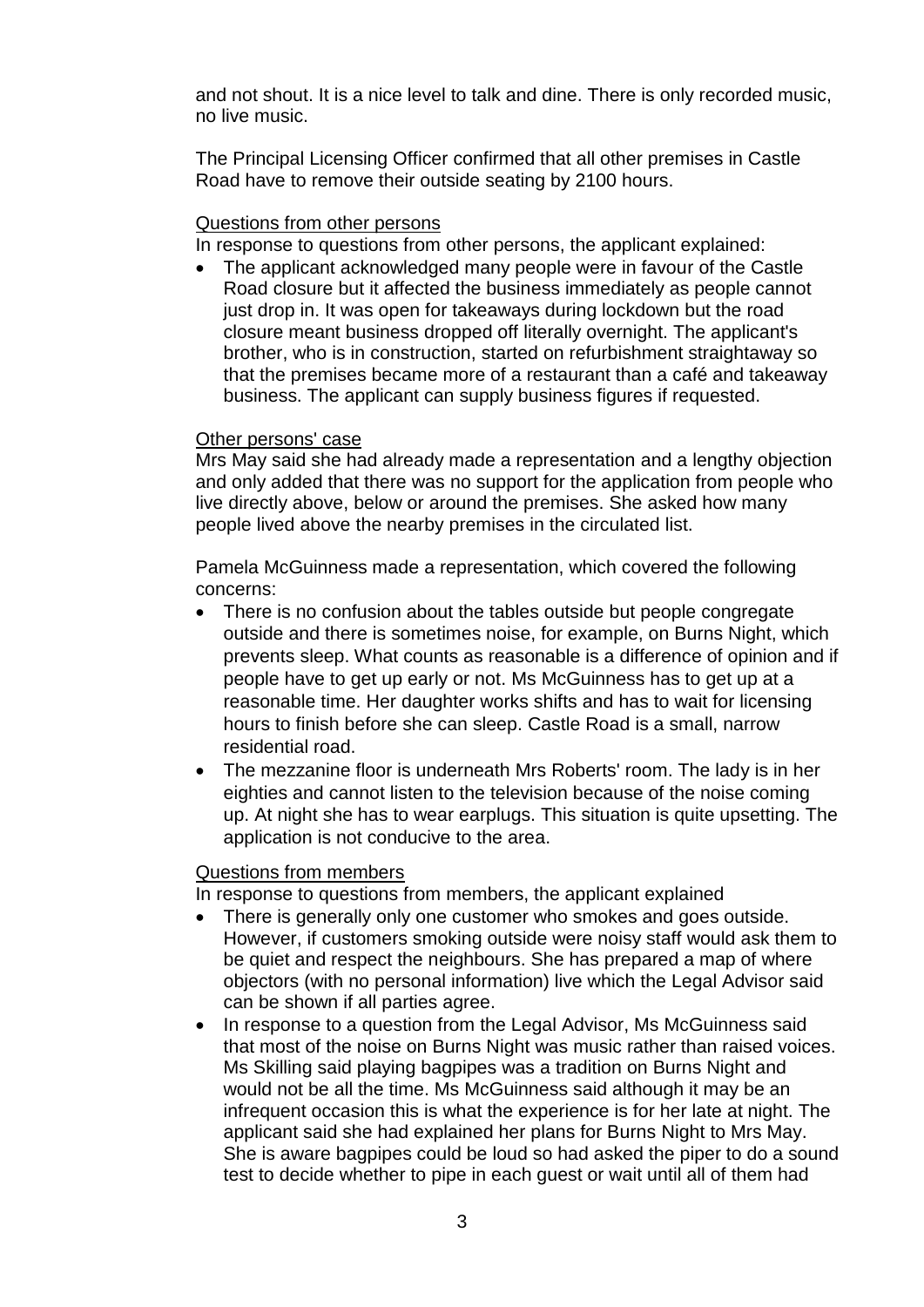and not shout. It is a nice level to talk and dine. There is only recorded music, no live music.

The Principal Licensing Officer confirmed that all other premises in Castle Road have to remove their outside seating by 2100 hours.

Questions from other persons

In response to questions from other persons, the applicant explained:

- The applicant acknowledged many people were in favour of the Castle Road closure but it affected the business immediately as people cannot just drop in. It was open for takeaways during lockdown but the road closure meant business dropped off literally overnight. The applicant's brother, who is in construction, started on refurbishment straightaway so that the premises became more of a restaurant than a café and takeaway business. The applicant can supply business figures if requested.

Other persons' case

Mrs May said she had already made a representation and a lengthy objection and only added that there was no support for the application from people who live directly above, below or around the premises. She asked how many people lived above the nearby premises in the circulated list.

Pamela McGuinness made a representation, which covered the following concerns:

- There is no confusion about the tables outside but people congregate outside and there is sometimes noise, for example, on Burns Night, which prevents sleep. What counts as reasonable is a difference of opinion and if people have to get up early or not. Ms McGuinness has to get up at a reasonable time. Her daughter works shifts and has to wait for licensing hours to finish before she can sleep. Castle Road is a small, narrow residential road.
- The mezzanine floor is underneath Mrs Roberts' room. The lady is in her eighties and cannot listen to the television because of the noise coming up. At night she has to wear earplugs. This situation is quite upsetting. The application is not conducive to the area.

Questions from members

In response to questions from members, the applicant explained

- There is generally only one customer who smokes and goes outside. However, if customers smoking outside were noisy staff would ask them to be quiet and respect the neighbours. She has prepared a map of where objectors (with no personal information) live which the Legal Advisor said can be shown if all parties agree.
- In response to a question from the Legal Advisor, Ms McGuinness said that most of the noise on Burns Night was music rather than raised voices. Ms Skilling said playing bagpipes was a tradition on Burns Night and would not be all the time. Ms McGuinness said although it may be an infrequent occasion this is what the experience is for her late at night. The applicant said she had explained her plans for Burns Night to Mrs May. She is aware bagpipes could be loud so had asked the piper to do a sound test to decide whether to pipe in each guest or wait until all of them had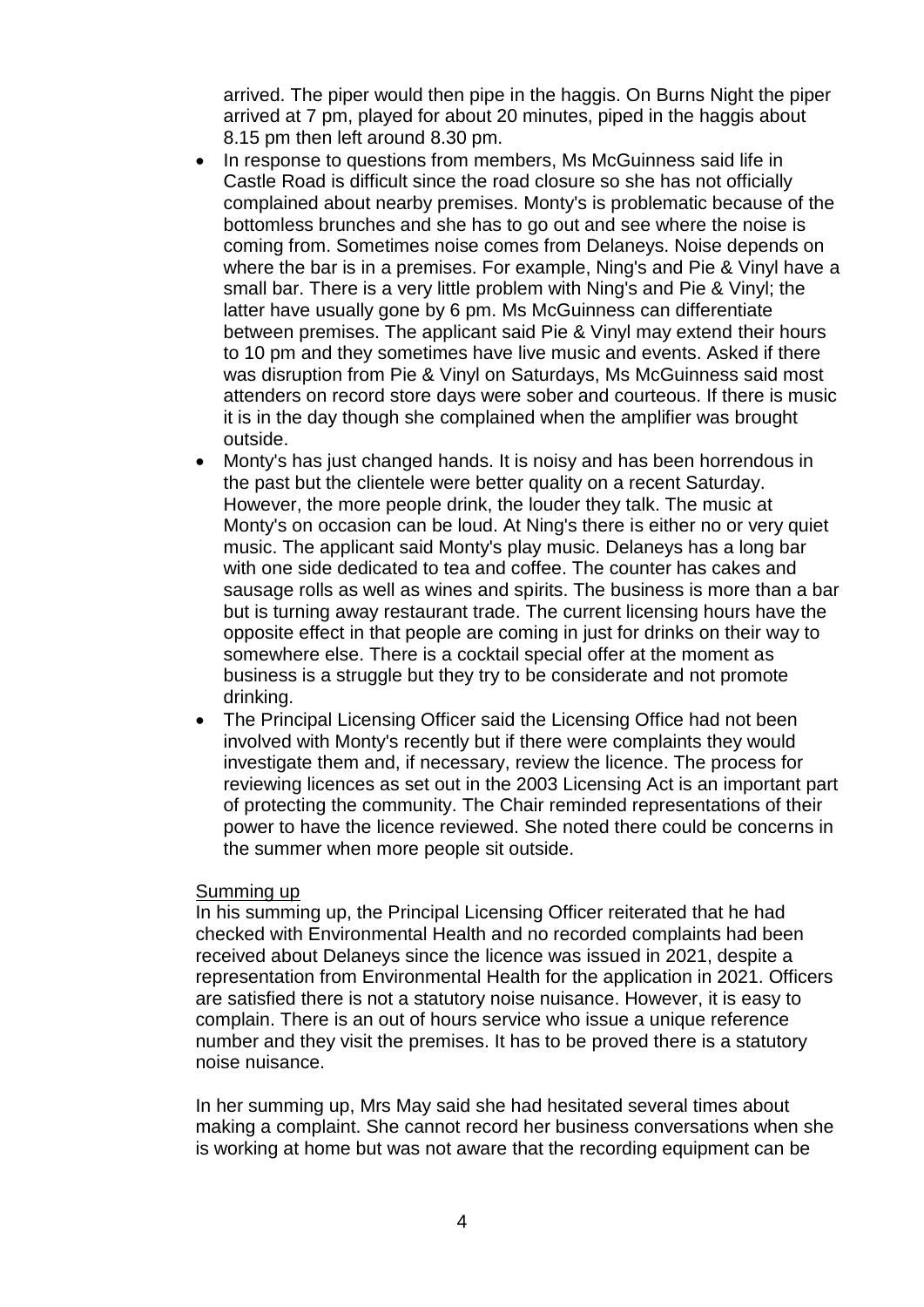arrived. The piper would then pipe in the haggis. On Burns Night the piper arrived at 7 pm, played for about 20 minutes, piped in the haggis about 8.15 pm then left around 8.30 pm.

- In response to questions from members, Ms McGuinness said life in Castle Road is difficult since the road closure so she has not officially complained about nearby premises. Monty's is problematic because of the bottomless brunches and she has to go out and see where the noise is coming from. Sometimes noise comes from Delaneys. Noise depends on where the bar is in a premises. For example, Ning's and Pie & Vinyl have a small bar. There is a very little problem with Ning's and Pie & Vinyl; the latter have usually gone by 6 pm. Ms McGuinness can differentiate between premises. The applicant said Pie & Vinyl may extend their hours to 10 pm and they sometimes have live music and events. Asked if there was disruption from Pie & Vinyl on Saturdays, Ms McGuinness said most attenders on record store days were sober and courteous. If there is music it is in the day though she complained when the amplifier was brought outside.
- Monty's has just changed hands. It is noisy and has been horrendous in the past but the clientele were better quality on a recent Saturday. However, the more people drink, the louder they talk. The music at Monty's on occasion can be loud. At Ning's there is either no or very quiet music. The applicant said Monty's play music. Delaneys has a long bar with one side dedicated to tea and coffee. The counter has cakes and sausage rolls as well as wines and spirits. The business is more than a bar but is turning away restaurant trade. The current licensing hours have the opposite effect in that people are coming in just for drinks on their way to somewhere else. There is a cocktail special offer at the moment as business is a struggle but they try to be considerate and not promote drinking.
- The Principal Licensing Officer said the Licensing Office had not been involved with Monty's recently but if there were complaints they would investigate them and, if necessary, review the licence. The process for reviewing licences as set out in the 2003 Licensing Act is an important part of protecting the community. The Chair reminded representations of their power to have the licence reviewed. She noted there could be concerns in the summer when more people sit outside.

Summing up

In his summing up, the Principal Licensing Officer reiterated that he had checked with Environmental Health and no recorded complaints had been received about Delaneys since the licence was issued in 2021, despite a representation from Environmental Health for the application in 2021. Officers are satisfied there is not a statutory noise nuisance. However, it is easy to complain. There is an out of hours service who issue a unique reference number and they visit the premises. It has to be proved there is a statutory noise nuisance.

In her summing up, Mrs May said she had hesitated several times about making a complaint. She cannot record her business conversations when she is working at home but was not aware that the recording equipment can be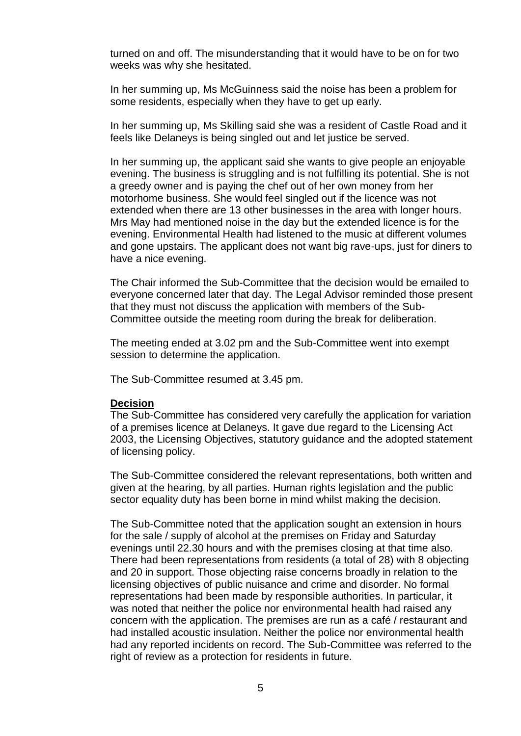turned on and off. The misunderstanding that it would have to be on for two weeks was why she hesitated.

In her summing up, Ms McGuinness said the noise has been a problem for some residents, especially when they have to get up early.

In her summing up, Ms Skilling said she was a resident of Castle Road and it feels like Delaneys is being singled out and let justice be served.

In her summing up, the applicant said she wants to give people an enjoyable evening. The business is struggling and is not fulfilling its potential. She is not a greedy owner and is paying the chef out of her own money from her motorhome business. She would feel singled out if the licence was not extended when there are 13 other businesses in the area with longer hours. Mrs May had mentioned noise in the day but the extended licence is for the evening. Environmental Health had listened to the music at different volumes and gone upstairs. The applicant does not want big rave-ups, just for diners to have a nice evening.

The Chair informed the Sub-Committee that the decision would be emailed to everyone concerned later that day. The Legal Advisor reminded those present that they must not discuss the application with members of the Sub-Committee outside the meeting room during the break for deliberation.

The meeting ended at 3.02 pm and the Sub-Committee went into exempt session to determine the application.

The Sub-Committee resumed at 3.45 pm.

**Decision**

The Sub-Committee has considered very carefully the application for variation of a premises licence at Delaneys. It gave due regard to the Licensing Act 2003, the Licensing Objectives, statutory guidance and the adopted statement of licensing policy.

The Sub-Committee considered the relevant representations, both written and given at the hearing, by all parties. Human rights legislation and the public sector equality duty has been borne in mind whilst making the decision.

The Sub-Committee noted that the application sought an extension in hours for the sale / supply of alcohol at the premises on Friday and Saturday evenings until 22.30 hours and with the premises closing at that time also. There had been representations from residents (a total of 28) with 8 objecting and 20 in support. Those objecting raise concerns broadly in relation to the licensing objectives of public nuisance and crime and disorder. No formal representations had been made by responsible authorities. In particular, it was noted that neither the police nor environmental health had raised any concern with the application. The premises are run as a café / restaurant and had installed acoustic insulation. Neither the police nor environmental health had any reported incidents on record. The Sub-Committee was referred to the right of review as a protection for residents in future.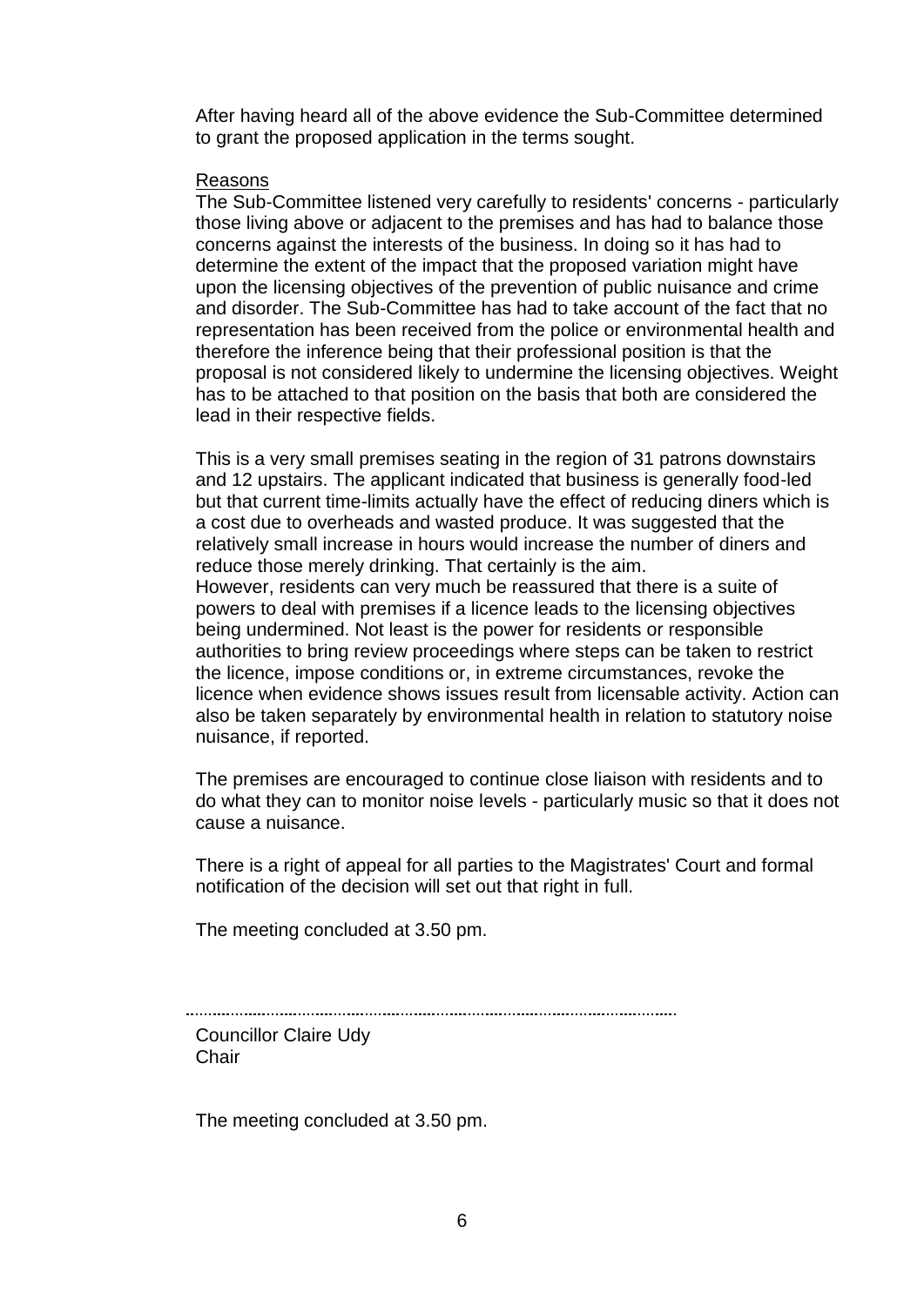After having heard all of the above evidence the Sub-Committee determined to grant the proposed application in the terms sought.

Reasons

The Sub-Committee listened very carefully to residents' concerns - particularly those living above or adjacent to the premises and has had to balance those concerns against the interests of the business. In doing so it has had to determine the extent of the impact that the proposed variation might have upon the licensing objectives of the prevention of public nuisance and crime and disorder. The Sub-Committee has had to take account of the fact that no representation has been received from the police or environmental health and therefore the inference being that their professional position is that the proposal is not considered likely to undermine the licensing objectives. Weight has to be attached to that position on the basis that both are considered the lead in their respective fields.

This is a very small premises seating in the region of 31 patrons downstairs and 12 upstairs. The applicant indicated that business is generally food-led but that current time-limits actually have the effect of reducing diners which is a cost due to overheads and wasted produce. It was suggested that the relatively small increase in hours would increase the number of diners and reduce those merely drinking. That certainly is the aim.
However, residents can very much be reassured that there is a suite of powers to deal with premises if a licence leads to the licensing objectives being undermined. Not least is the power for residents or responsible authorities to bring review proceedings where steps can be taken to restrict the licence, impose conditions or, in extreme circumstances, revoke the licence when evidence shows issues result from licensable activity. Action can also be taken separately by environmental health in relation to statutory noise nuisance, if reported.

The premises are encouraged to continue close liaison with residents and to do what they can to monitor noise levels - particularly music so that it does not cause a nuisance.

There is a right of appeal for all parties to the Magistrates' Court and formal notification of the decision will set out that right in full.

The meeting concluded at 3.50 pm.

.........................................................................................................

Councillor Claire Udy
Chair

The meeting concluded at 3.50 pm.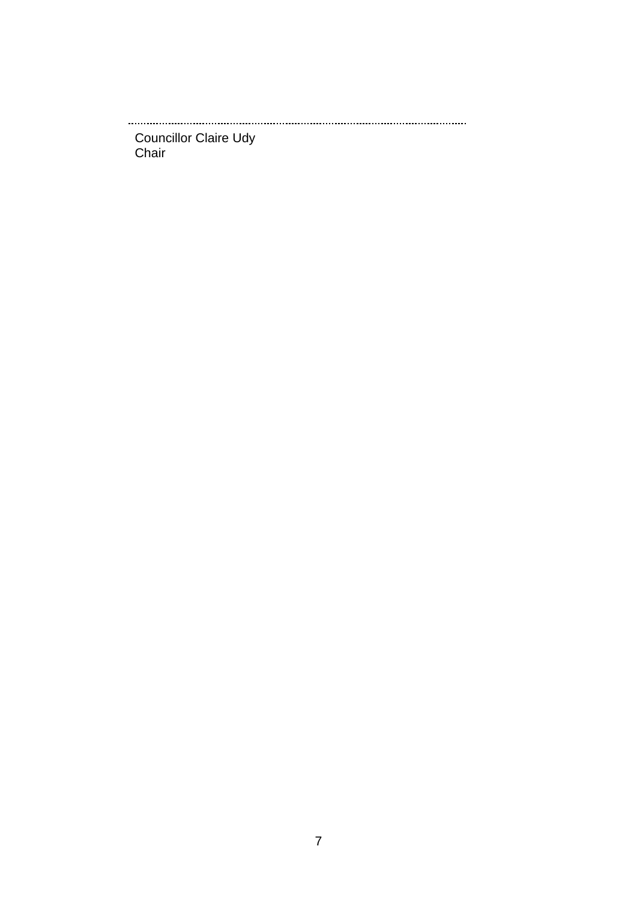.............................................................................................................

Councillor Claire Udy
Chair